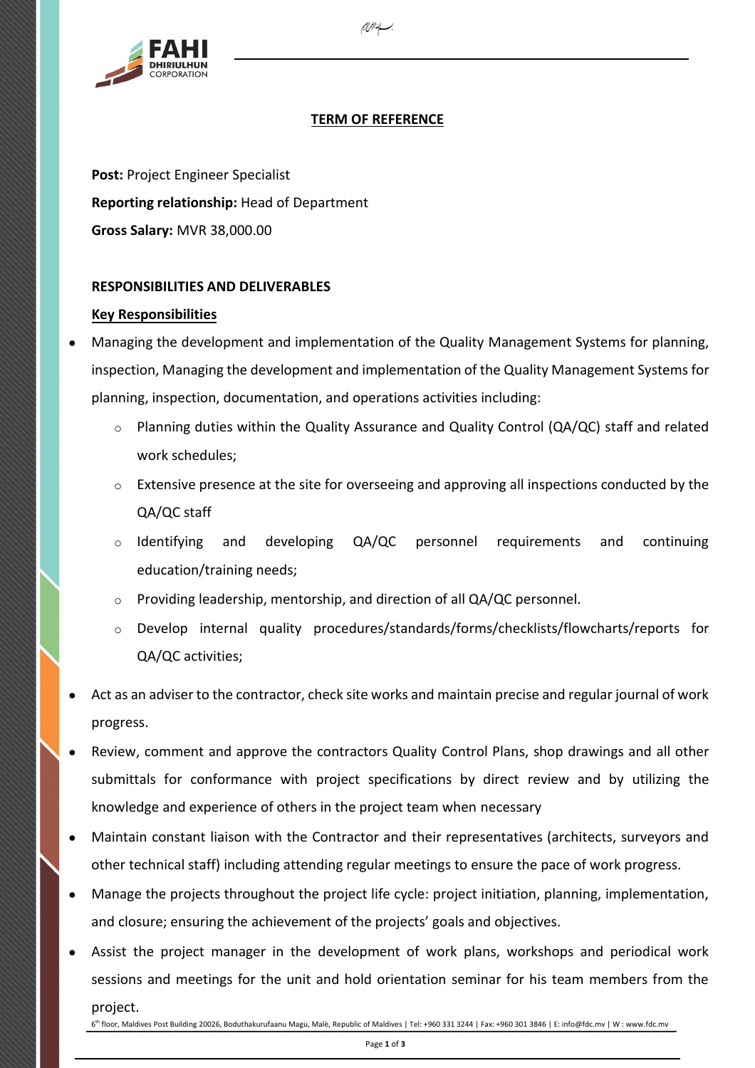بسم الله الرحمن الرحيم

## TERM OF REFERENCE

**Post:** Project Engineer Specialist

**Reporting relationship:** Head of Department

**Gross Salary:** MVR 38,000.00

### RESPONSIBILITIES AND DELIVERABLES

#### Key Responsibilities

- Managing the development and implementation of the Quality Management Systems for planning, inspection, Managing the development and implementation of the Quality Management Systems for planning, inspection, documentation, and operations activities including:
  - Planning duties within the Quality Assurance and Quality Control (QA/QC) staff and related work schedules;
  - Extensive presence at the site for overseeing and approving all inspections conducted by the QA/QC staff
  - Identifying and developing QA/QC personnel requirements and continuing education/training needs;
  - Providing leadership, mentorship, and direction of all QA/QC personnel.
  - Develop internal quality procedures/standards/forms/checklists/flowcharts/reports for QA/QC activities;
- Act as an adviser to the contractor, check site works and maintain precise and regular journal of work progress.
- Review, comment and approve the contractors Quality Control Plans, shop drawings and all other submittals for conformance with project specifications by direct review and by utilizing the knowledge and experience of others in the project team when necessary
- Maintain constant liaison with the Contractor and their representatives (architects, surveyors and other technical staff) including attending regular meetings to ensure the pace of work progress.
- Manage the projects throughout the project life cycle: project initiation, planning, implementation, and closure; ensuring the achievement of the projects' goals and objectives.
- Assist the project manager in the development of work plans, workshops and periodical work sessions and meetings for the unit and hold orientation seminar for his team members from the project.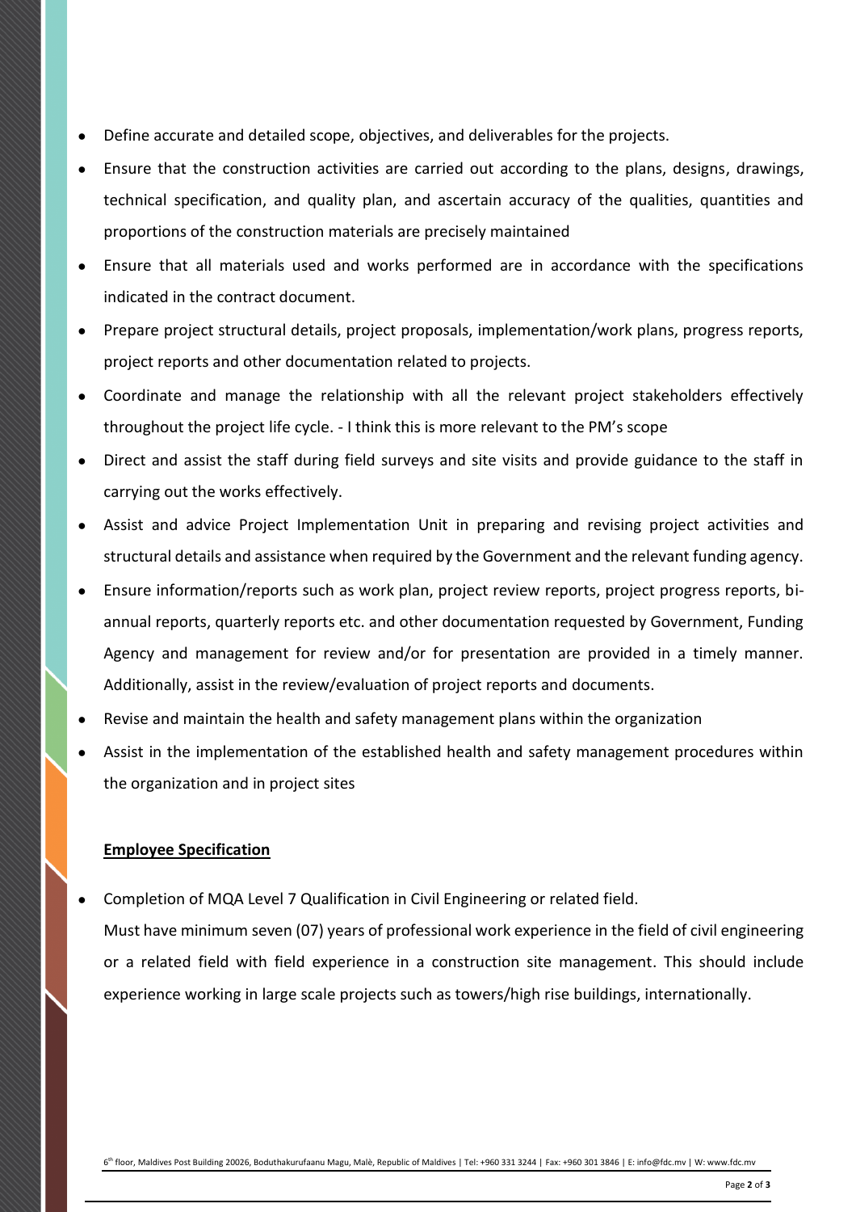- Define accurate and detailed scope, objectives, and deliverables for the projects.
- Ensure that the construction activities are carried out according to the plans, designs, drawings, technical specification, and quality plan, and ascertain accuracy of the qualities, quantities and proportions of the construction materials are precisely maintained
- Ensure that all materials used and works performed are in accordance with the specifications indicated in the contract document.
- Prepare project structural details, project proposals, implementation/work plans, progress reports, project reports and other documentation related to projects.
- Coordinate and manage the relationship with all the relevant project stakeholders effectively throughout the project life cycle. - I think this is more relevant to the PM's scope
- Direct and assist the staff during field surveys and site visits and provide guidance to the staff in carrying out the works effectively.
- Assist and advice Project Implementation Unit in preparing and revising project activities and structural details and assistance when required by the Government and the relevant funding agency.
- Ensure information/reports such as work plan, project review reports, project progress reports, bi-annual reports, quarterly reports etc. and other documentation requested by Government, Funding Agency and management for review and/or for presentation are provided in a timely manner. Additionally, assist in the review/evaluation of project reports and documents.
- Revise and maintain the health and safety management plans within the organization
- Assist in the implementation of the established health and safety management procedures within the organization and in project sites

**Employee Specification**

- Completion of MQA Level 7 Qualification in Civil Engineering or related field.
  Must have minimum seven (07) years of professional work experience in the field of civil engineering or a related field with field experience in a construction site management. This should include experience working in large scale projects such as towers/high rise buildings, internationally.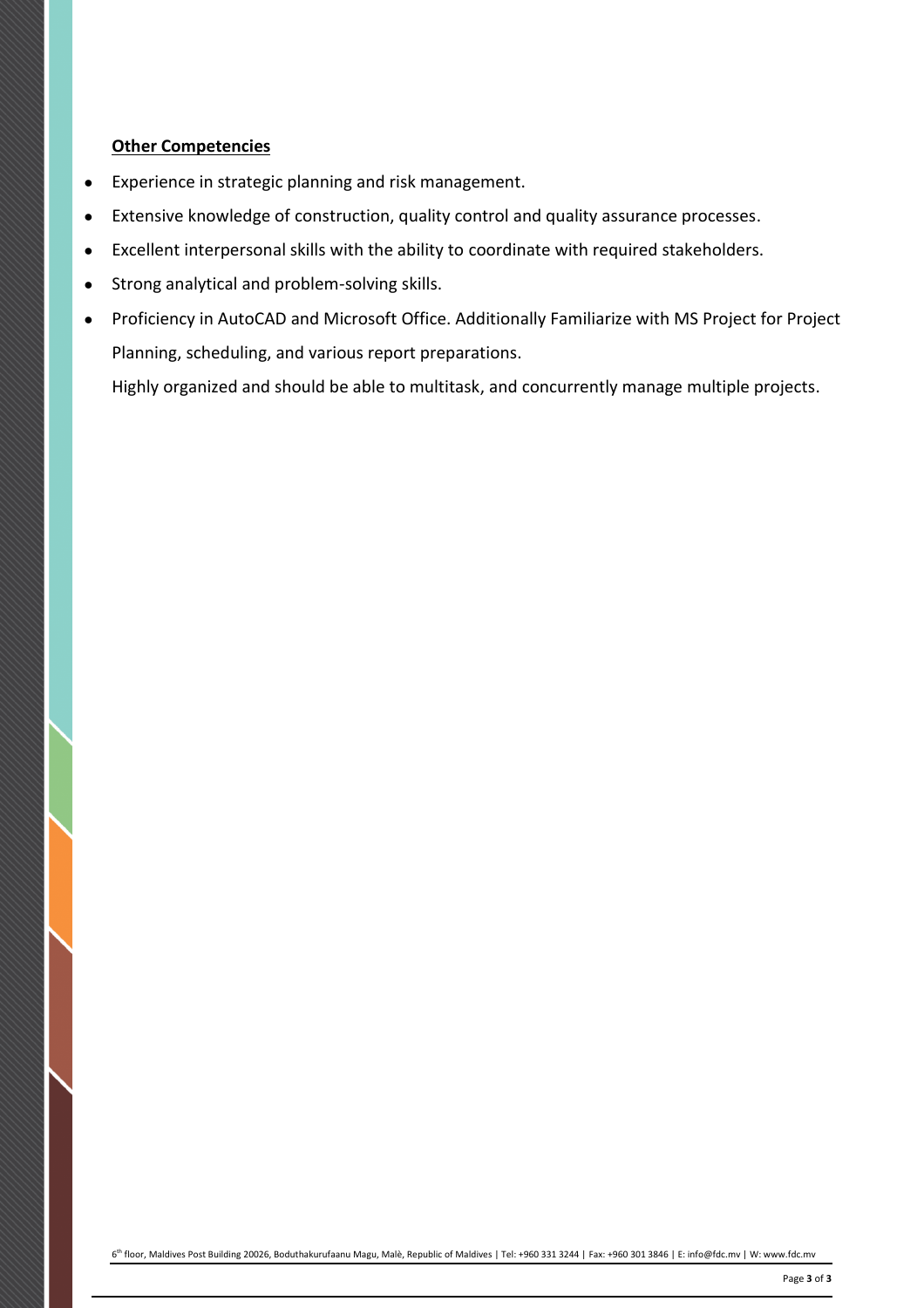**Other Competencies**

- Experience in strategic planning and risk management.
- Extensive knowledge of construction, quality control and quality assurance processes.
- Excellent interpersonal skills with the ability to coordinate with required stakeholders.
- Strong analytical and problem-solving skills.
- Proficiency in AutoCAD and Microsoft Office. Additionally Familiarize with MS Project for Project Planning, scheduling, and various report preparations.

  Highly organized and should be able to multitask, and concurrently manage multiple projects.